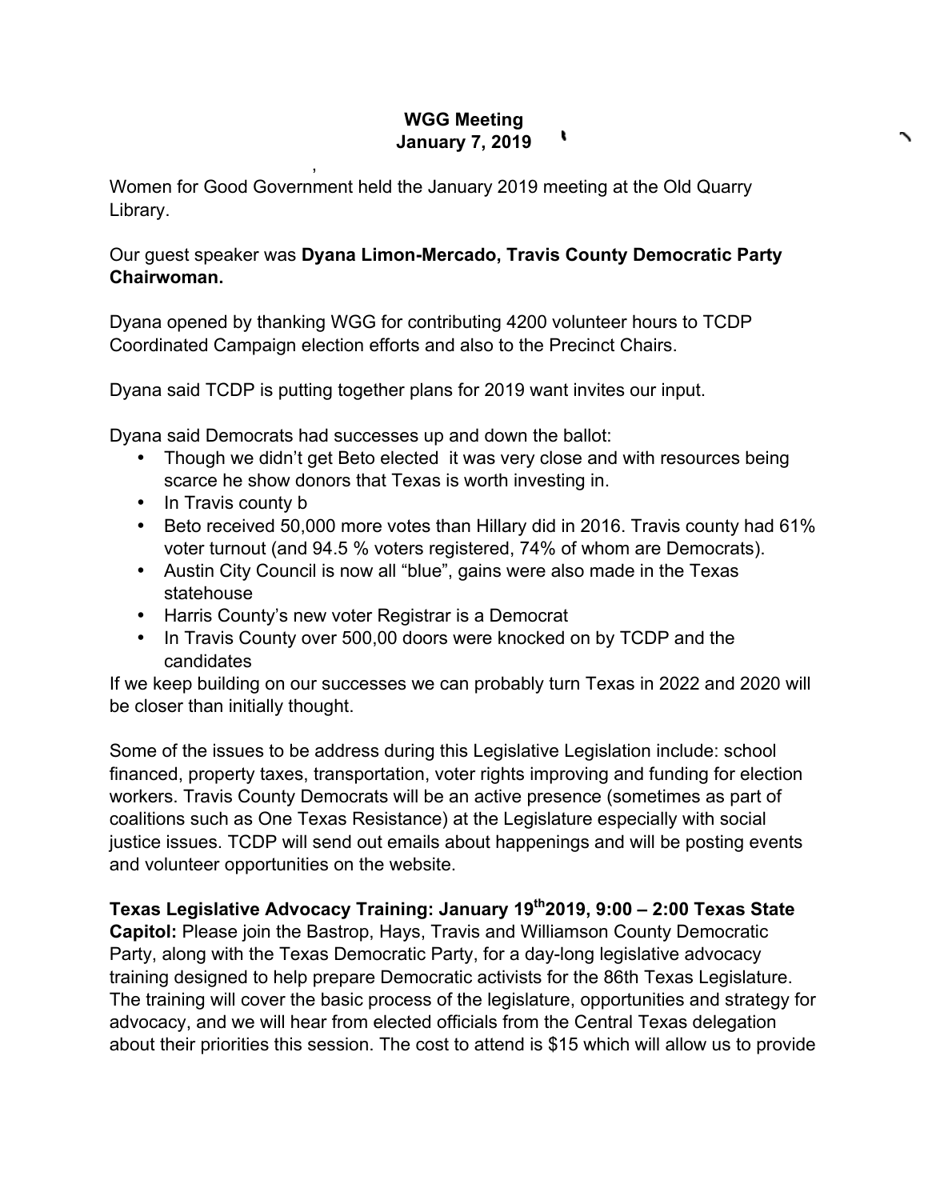**WGG Meeting**
**January 7, 2019**

Women for Good Government held the January 2019 meeting at the Old Quarry Library.

Our guest speaker was **Dyana Limon-Mercado, Travis County Democratic Party Chairwoman.**

Dyana opened by thanking WGG for contributing 4200 volunteer hours to TCDP Coordinated Campaign election efforts and also to the Precinct Chairs.

Dyana said TCDP is putting together plans for 2019 want invites our input.

Dyana said Democrats had successes up and down the ballot:

- Though we didn't get Beto elected it was very close and with resources being scarce he show donors that Texas is worth investing in.
- In Travis county b
- Beto received 50,000 more votes than Hillary did in 2016. Travis county had 61% voter turnout (and 94.5 % voters registered, 74% of whom are Democrats).
- Austin City Council is now all "blue", gains were also made in the Texas statehouse
- Harris County's new voter Registrar is a Democrat
- In Travis County over 500,00 doors were knocked on by TCDP and the candidates

If we keep building on our successes we can probably turn Texas in 2022 and 2020 will be closer than initially thought.

Some of the issues to be address during this Legislative Legislation include: school financed, property taxes, transportation, voter rights improving and funding for election workers. Travis County Democrats will be an active presence (sometimes as part of coalitions such as One Texas Resistance) at the Legislature especially with social justice issues. TCDP will send out emails about happenings and will be posting events and volunteer opportunities on the website.

**Texas Legislative Advocacy Training: January 19th 2019, 9:00 – 2:00 Texas State Capitol:** Please join the Bastrop, Hays, Travis and Williamson County Democratic Party, along with the Texas Democratic Party, for a day-long legislative advocacy training designed to help prepare Democratic activists for the 86th Texas Legislature. The training will cover the basic process of the legislature, opportunities and strategy for advocacy, and we will hear from elected officials from the Central Texas delegation about their priorities this session. The cost to attend is $15 which will allow us to provide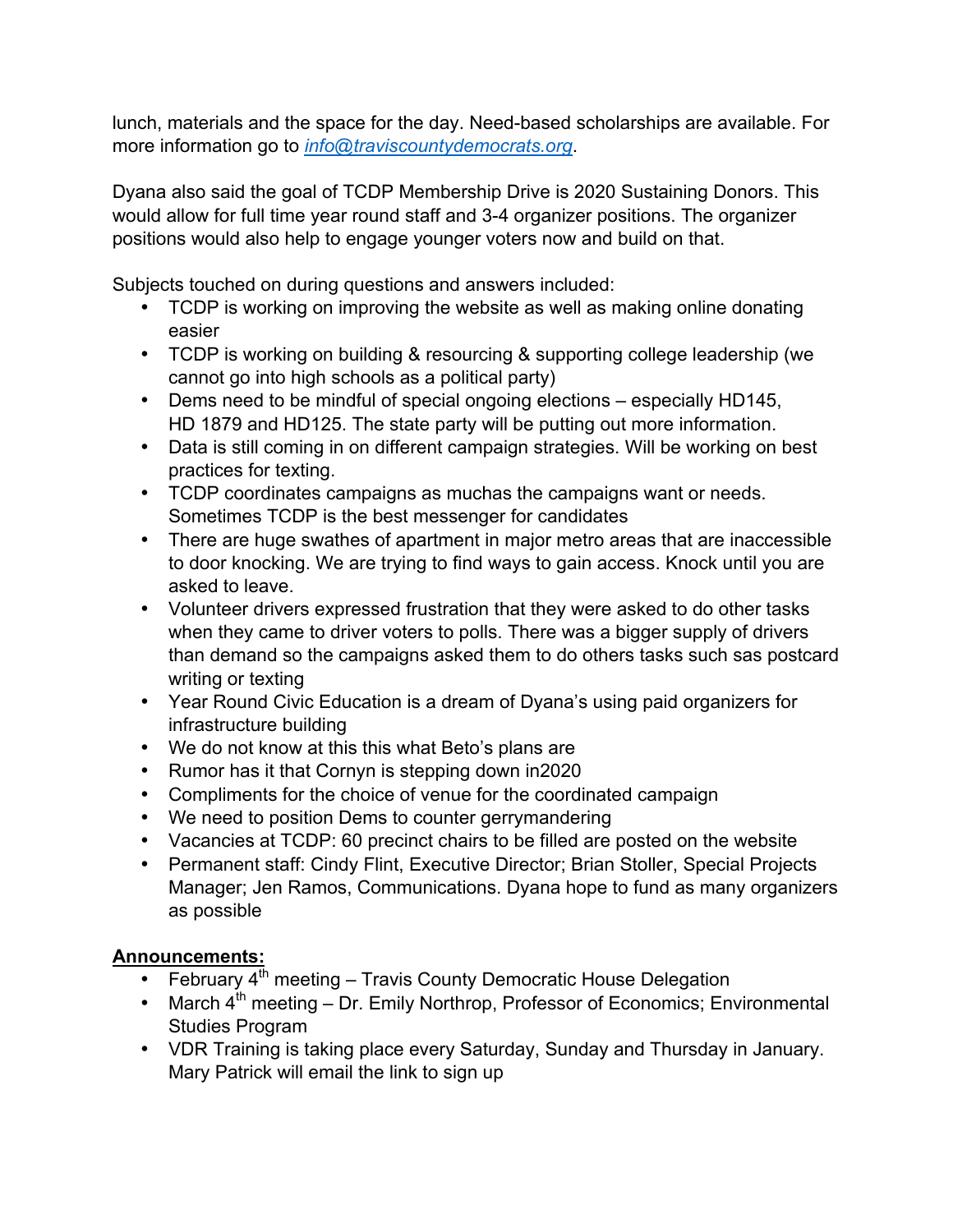lunch, materials and the space for the day. Need-based scholarships are available. For more information go to *info@traviscountydemocrats.org*.

Dyana also said the goal of TCDP Membership Drive is 2020 Sustaining Donors. This would allow for full time year round staff and 3-4 organizer positions. The organizer positions would also help to engage younger voters now and build on that.

Subjects touched on during questions and answers included:

- TCDP is working on improving the website as well as making online donating easier
- TCDP is working on building & resourcing & supporting college leadership (we cannot go into high schools as a political party)
- Dems need to be mindful of special ongoing elections – especially HD145, HD 1879 and HD125. The state party will be putting out more information.
- Data is still coming in on different campaign strategies. Will be working on best practices for texting.
- TCDP coordinates campaigns as muchas the campaigns want or needs. Sometimes TCDP is the best messenger for candidates
- There are huge swathes of apartment in major metro areas that are inaccessible to door knocking. We are trying to find ways to gain access. Knock until you are asked to leave.
- Volunteer drivers expressed frustration that they were asked to do other tasks when they came to driver voters to polls. There was a bigger supply of drivers than demand so the campaigns asked them to do others tasks such sas postcard writing or texting
- Year Round Civic Education is a dream of Dyana's using paid organizers for infrastructure building
- We do not know at this this what Beto's plans are
- Rumor has it that Cornyn is stepping down in2020
- Compliments for the choice of venue for the coordinated campaign
- We need to position Dems to counter gerrymandering
- Vacancies at TCDP: 60 precinct chairs to be filled are posted on the website
- Permanent staff: Cindy Flint, Executive Director; Brian Stoller, Special Projects Manager; Jen Ramos, Communications. Dyana hope to fund as many organizers as possible

**Announcements:**

- February 4th meeting – Travis County Democratic House Delegation
- March 4th meeting – Dr. Emily Northrop, Professor of Economics; Environmental Studies Program
- VDR Training is taking place every Saturday, Sunday and Thursday in January. Mary Patrick will email the link to sign up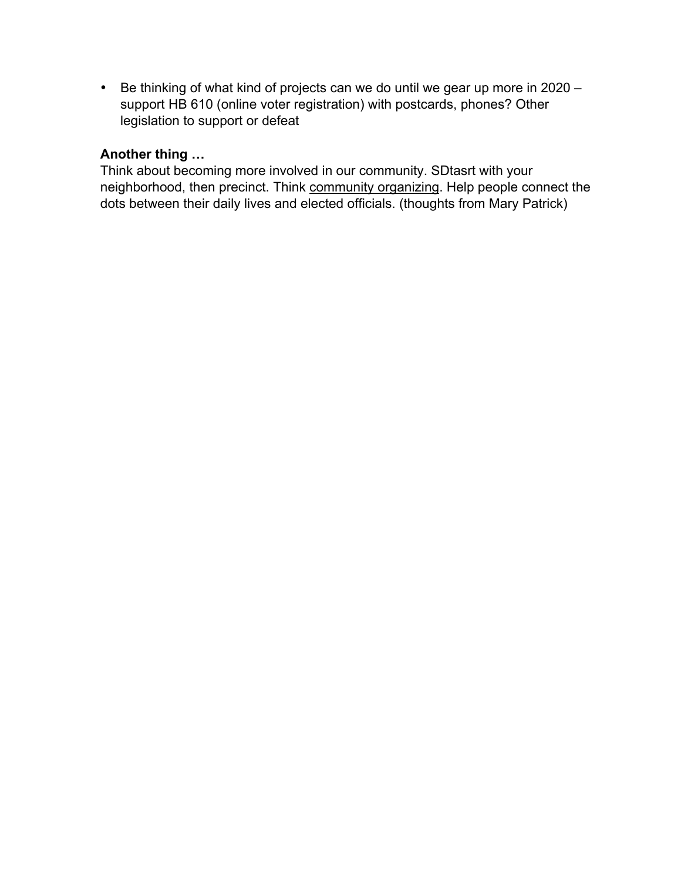- Be thinking of what kind of projects can we do until we gear up more in 2020 – support HB 610 (online voter registration) with postcards, phones? Other legislation to support or defeat

**Another thing …**

Think about becoming more involved in our community. SDtasrt with your neighborhood, then precinct. Think community organizing. Help people connect the dots between their daily lives and elected officials. (thoughts from Mary Patrick)